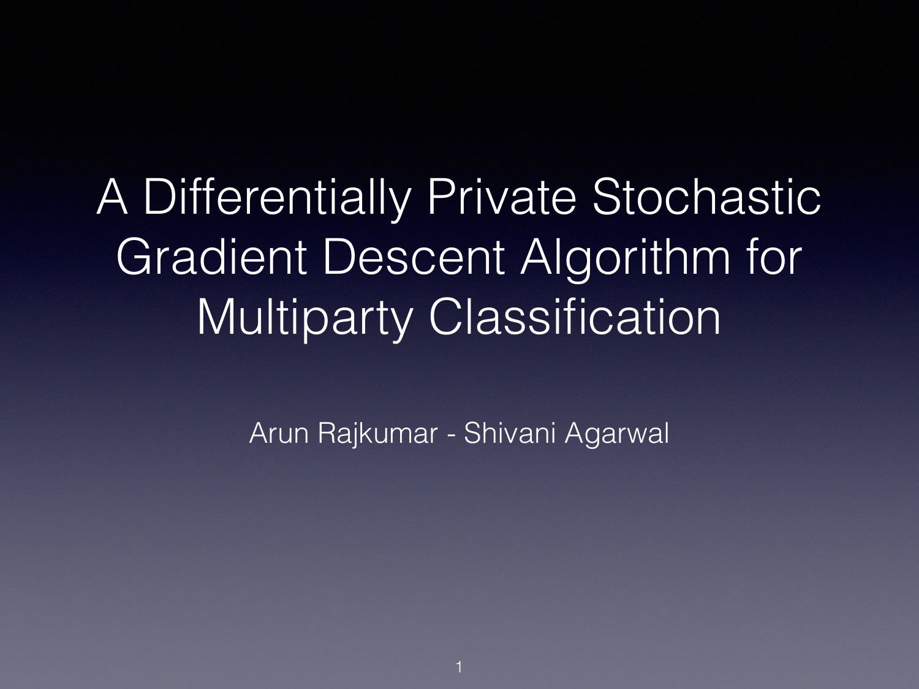# A Differentially Private Stochastic Gradient Descent Algorithm for Multiparty Classification

Arun Rajkumar - Shivani Agarwal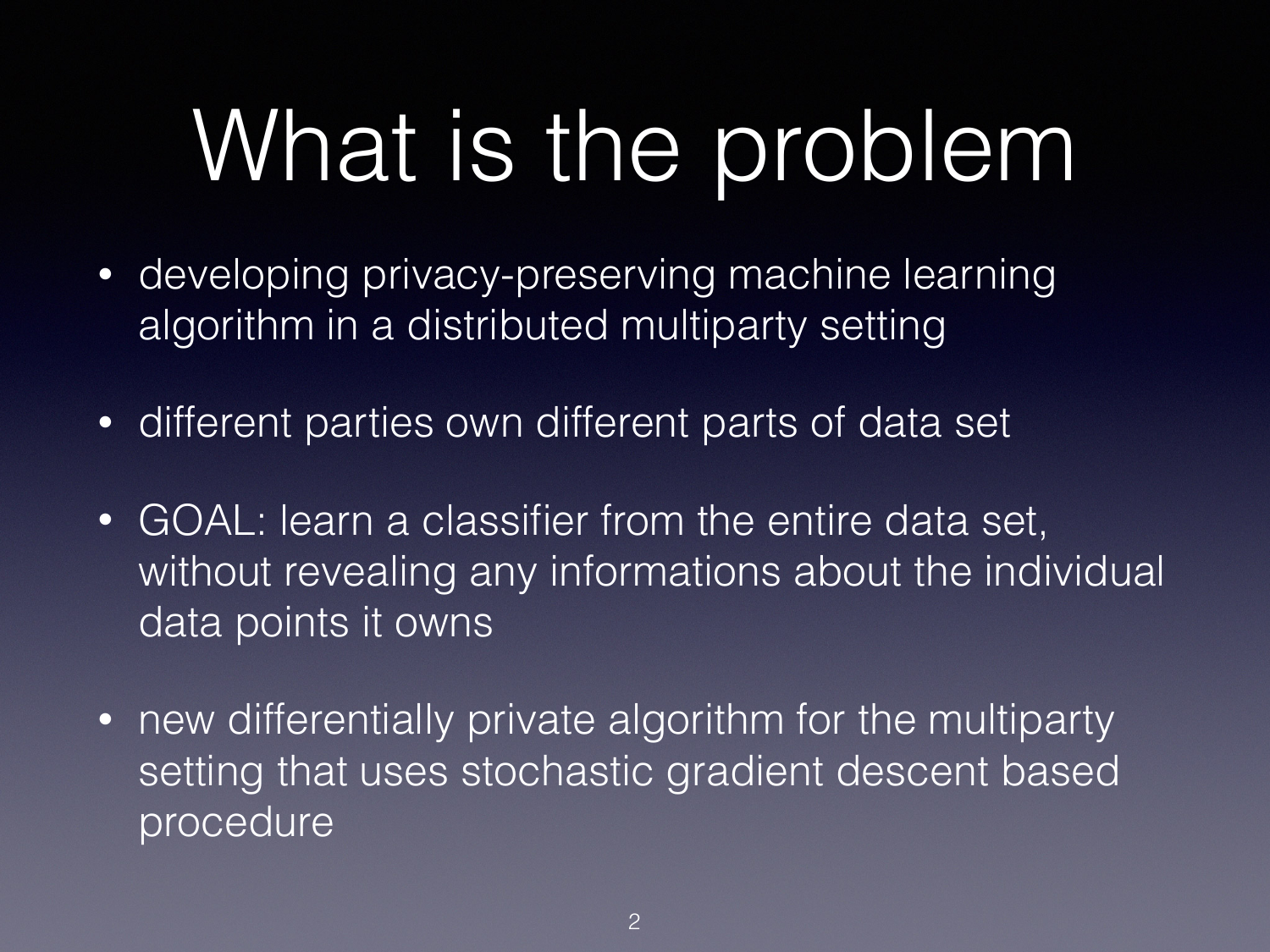# What is the problem

- developing privacy-preserving machine learning algorithm in a distributed multiparty setting
- different parties own different parts of data set
- GOAL: learn a classifier from the entire data set, without revealing any informations about the individual data points it owns
- new differentially private algorithm for the multiparty setting that uses stochastic gradient descent based procedure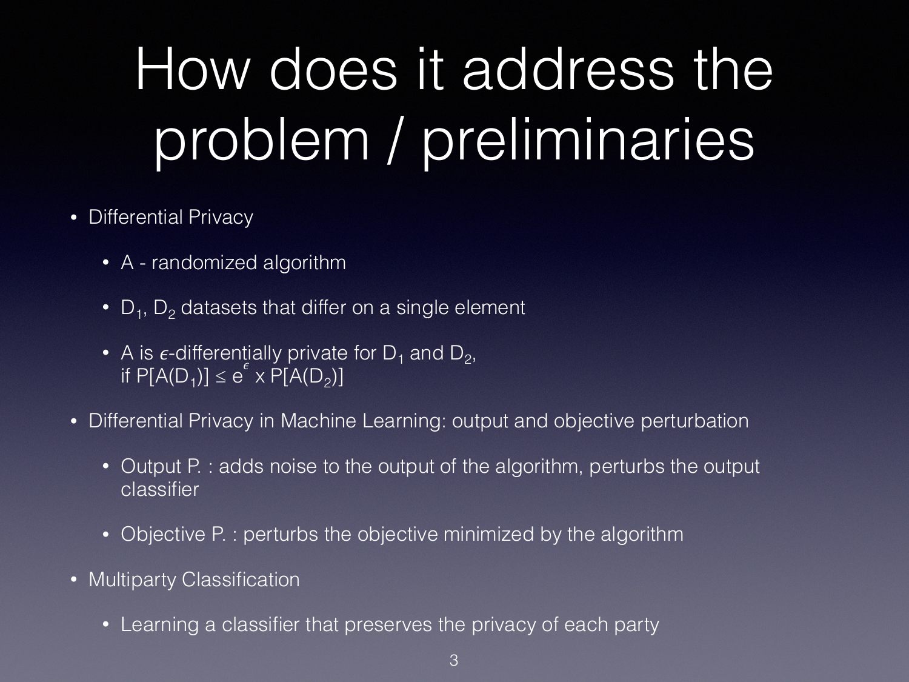# How does it address the problem / preliminaries

- Differential Privacy
  - A - randomized algorithm
  - $D_1$, $D_2$ datasets that differ on a single element
  - A is $\epsilon$-differentially private for $D_1$ and $D_2$, if $P[A(D_1)] \leq e^{\epsilon} \times P[A(D_2)]$
- Differential Privacy in Machine Learning: output and objective perturbation
  - Output P. : adds noise to the output of the algorithm, perturbs the output classifier
  - Objective P. : perturbs the objective minimized by the algorithm
- Multiparty Classification
  - Learning a classifier that preserves the privacy of each party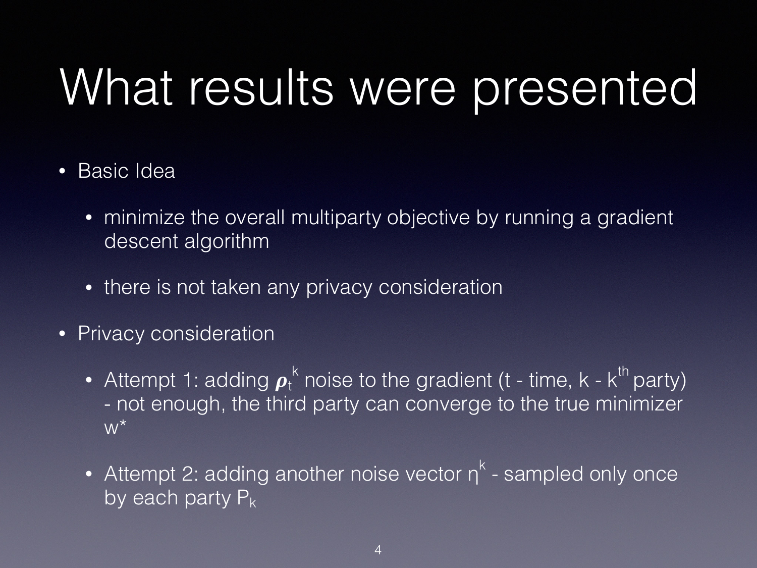# What results were presented

- Basic Idea
  - minimize the overall multiparty objective by running a gradient descent algorithm
  - there is not taken any privacy consideration
- Privacy consideration
  - Attempt 1: adding $\boldsymbol{\rho}_t^k$ noise to the gradient (t - time, k - $k^{th}$ party) - not enough, the third party can converge to the true minimizer $w^*$
  - Attempt 2: adding another noise vector $\eta^k$ - sampled only once by each party $P_k$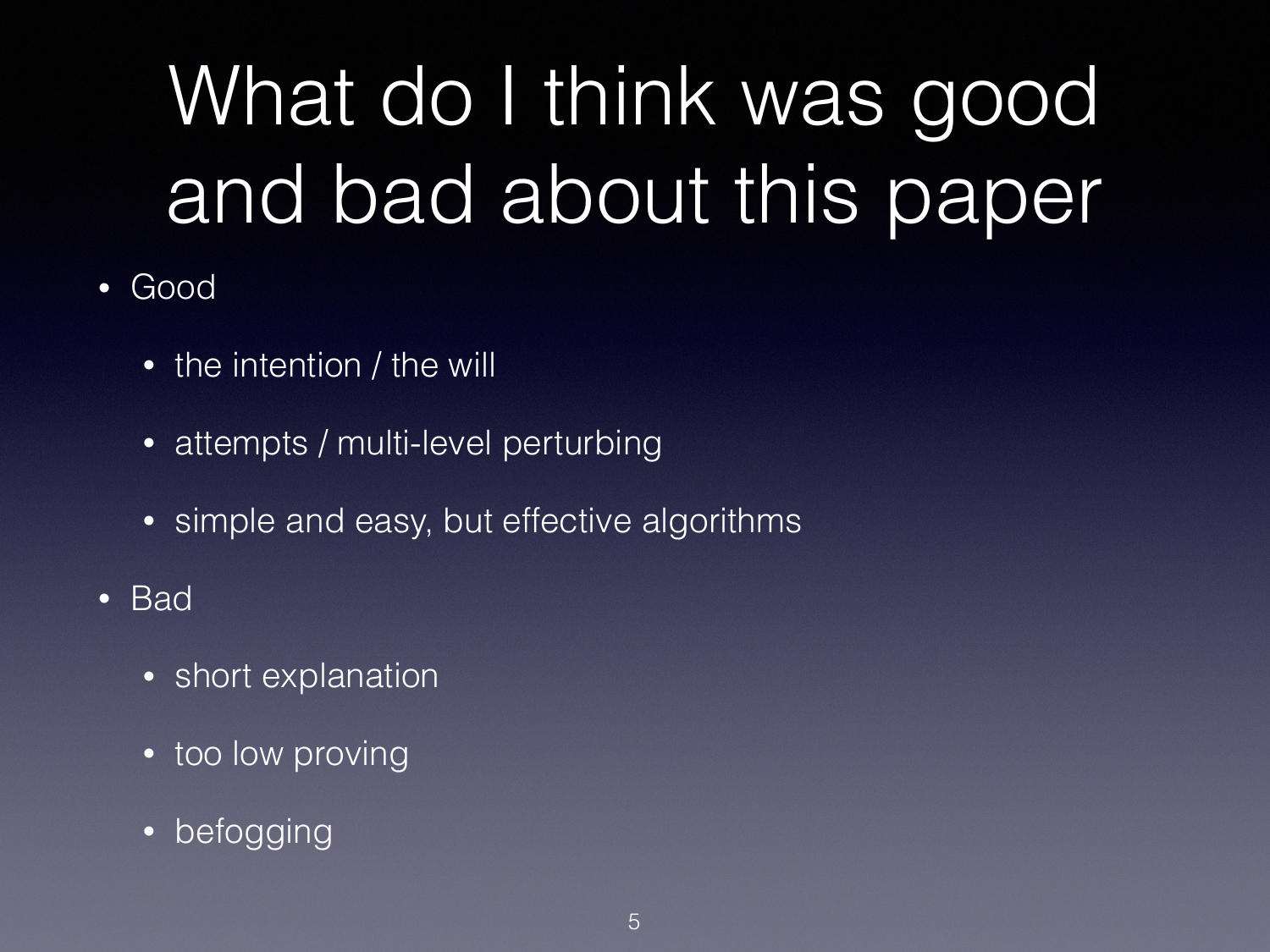# What do I think was good and bad about this paper

- Good
  - the intention / the will
  - attempts / multi-level perturbing
  - simple and easy, but effective algorithms
- Bad
  - short explanation
  - too low proving
  - befogging